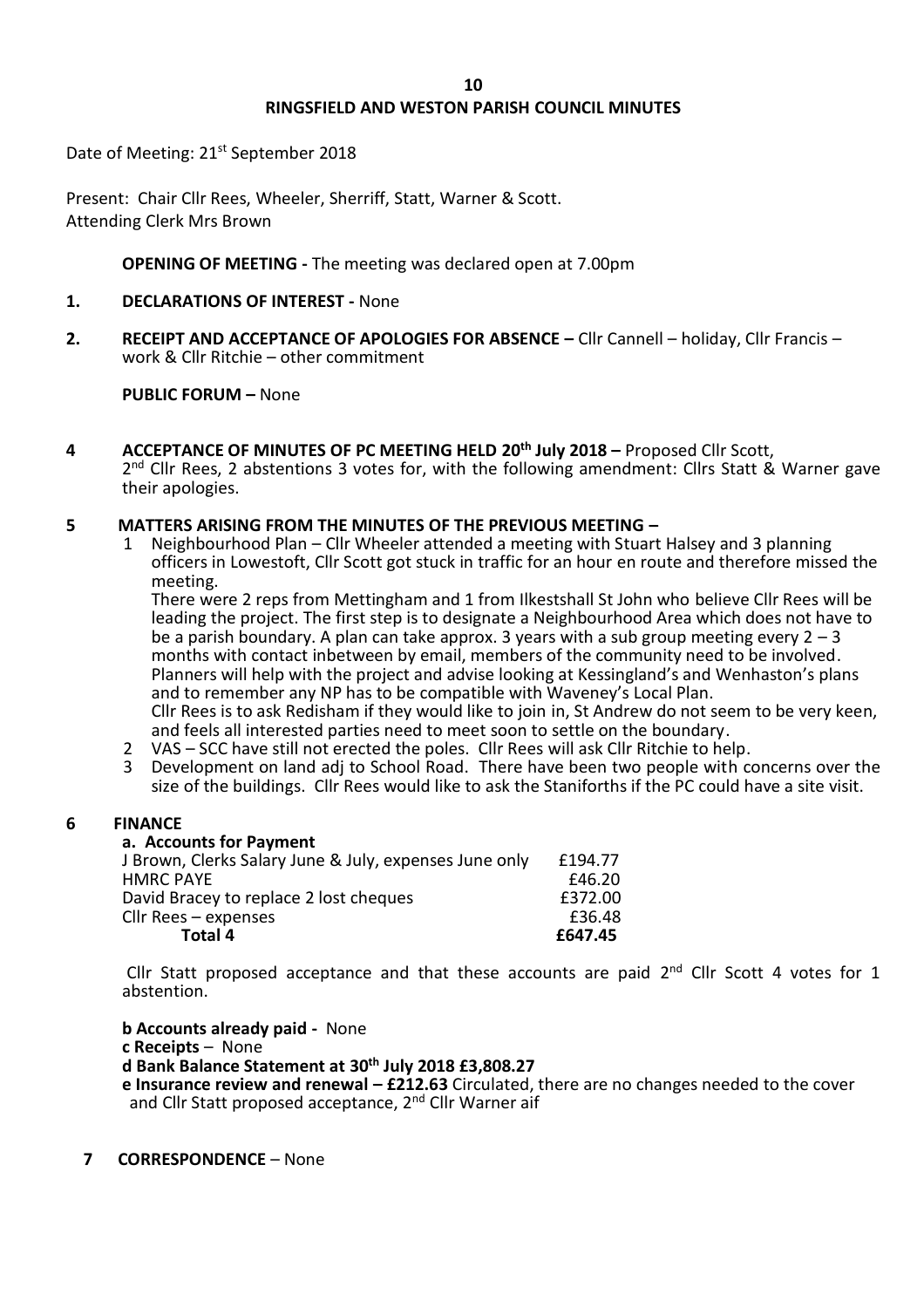# RINGSFIELD AND WESTON PARISH COUNCIL MINUTES

Date of Meeting: 21st September 2018

Present: Chair Cllr Rees, Wheeler, Sherriff, Statt, Warner & Scott.
Attending Clerk Mrs Brown

**OPENING OF MEETING -** The meeting was declared open at 7.00pm

**1. DECLARATIONS OF INTEREST -** None

**2. RECEIPT AND ACCEPTANCE OF APOLOGIES FOR ABSENCE –** Cllr Cannell – holiday, Cllr Francis – work & Cllr Ritchie – other commitment

**PUBLIC FORUM –** None

**4 ACCEPTANCE OF MINUTES OF PC MEETING HELD 20th July 2018 –** Proposed Cllr Scott, 2nd Cllr Rees, 2 abstentions 3 votes for, with the following amendment: Cllrs Statt & Warner gave their apologies.

**5 MATTERS ARISING FROM THE MINUTES OF THE PREVIOUS MEETING –**

1. Neighbourhood Plan – Cllr Wheeler attended a meeting with Stuart Halsey and 3 planning officers in Lowestoft, Cllr Scott got stuck in traffic for an hour en route and therefore missed the meeting.
   There were 2 reps from Mettingham and 1 from Ilkestshall St John who believe Cllr Rees will be leading the project. The first step is to designate a Neighbourhood Area which does not have to be a parish boundary. A plan can take approx. 3 years with a sub group meeting every 2 – 3 months with contact inbetween by email, members of the community need to be involved. Planners will help with the project and advise looking at Kessingland's and Wenhaston's plans and to remember any NP has to be compatible with Waveney's Local Plan.
   Cllr Rees is to ask Redisham if they would like to join in, St Andrew do not seem to be very keen, and feels all interested parties need to meet soon to settle on the boundary.
2. VAS – SCC have still not erected the poles. Cllr Rees will ask Cllr Ritchie to help.
3. Development on land adj to School Road. There have been two people with concerns over the size of the buildings. Cllr Rees would like to ask the Staniforths if the PC could have a site visit.

**6 FINANCE**

**a. Accounts for Payment**

| | |
|---|---|
| J Brown, Clerks Salary June & July, expenses June only | £194.77 |
| HMRC PAYE | £46.20 |
| David Bracey to replace 2 lost cheques | £372.00 |
| Cllr Rees – expenses | £36.48 |
| **Total 4** | **£647.45** |

Cllr Statt proposed acceptance and that these accounts are paid 2nd Cllr Scott 4 votes for 1 abstention.

**b Accounts already paid -** None

**c Receipts** – None

**d Bank Balance Statement at 30th July 2018 £3,808.27**

**e Insurance review and renewal – £212.63** Circulated, there are no changes needed to the cover and Cllr Statt proposed acceptance, 2nd Cllr Warner aif

**7 CORRESPONDENCE** – None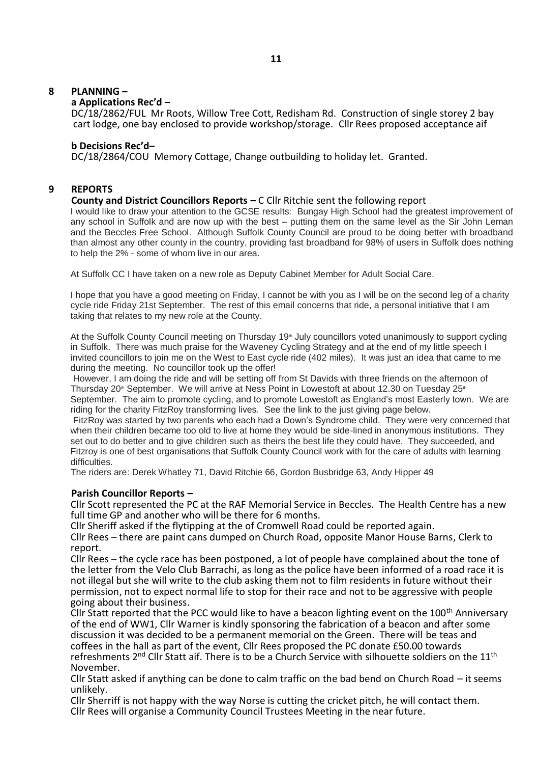## 8 PLANNING –

### a Applications Rec'd –

DC/18/2862/FUL Mr Roots, Willow Tree Cott, Redisham Rd. Construction of single storey 2 bay cart lodge, one bay enclosed to provide workshop/storage. Cllr Rees proposed acceptance aif

### b Decisions Rec'd–

DC/18/2864/COU Memory Cottage, Change outbuilding to holiday let. Granted.

## 9 REPORTS

**County and District Councillors Reports –** C Cllr Ritchie sent the following report

I would like to draw your attention to the GCSE results: Bungay High School had the greatest improvement of any school in Suffolk and are now up with the best – putting them on the same level as the Sir John Leman and the Beccles Free School. Although Suffolk County Council are proud to be doing better with broadband than almost any other county in the country, providing fast broadband for 98% of users in Suffolk does nothing to help the 2% - some of whom live in our area.

At Suffolk CC I have taken on a new role as Deputy Cabinet Member for Adult Social Care.

I hope that you have a good meeting on Friday, I cannot be with you as I will be on the second leg of a charity cycle ride Friday 21st September. The rest of this email concerns that ride, a personal initiative that I am taking that relates to my new role at the County.

At the Suffolk County Council meeting on Thursday 19th July councillors voted unanimously to support cycling in Suffolk. There was much praise for the Waveney Cycling Strategy and at the end of my little speech I invited councillors to join me on the West to East cycle ride (402 miles). It was just an idea that came to me during the meeting. No councillor took up the offer!

However, I am doing the ride and will be setting off from St Davids with three friends on the afternoon of Thursday 20th September. We will arrive at Ness Point in Lowestoft at about 12.30 on Tuesday 25th September. The aim to promote cycling, and to promote Lowestoft as England's most Easterly town. We are riding for the charity FitzRoy transforming lives. See the link to the just giving page below.

FitzRoy was started by two parents who each had a Down's Syndrome child. They were very concerned that when their children became too old to live at home they would be side-lined in anonymous institutions. They set out to do better and to give children such as theirs the best life they could have. They succeeded, and Fitzroy is one of best organisations that Suffolk County Council work with for the care of adults with learning difficulties.

The riders are: Derek Whatley 71, David Ritchie 66, Gordon Busbridge 63, Andy Hipper 49

**Parish Councillor Reports –**

Cllr Scott represented the PC at the RAF Memorial Service in Beccles. The Health Centre has a new full time GP and another who will be there for 6 months.

Cllr Sheriff asked if the flytipping at the of Cromwell Road could be reported again.

Cllr Rees – there are paint cans dumped on Church Road, opposite Manor House Barns, Clerk to report.

Cllr Rees – the cycle race has been postponed, a lot of people have complained about the tone of the letter from the Velo Club Barrachi, as long as the police have been informed of a road race it is not illegal but she will write to the club asking them not to film residents in future without their permission, not to expect normal life to stop for their race and not to be aggressive with people going about their business.

Cllr Statt reported that the PCC would like to have a beacon lighting event on the 100th Anniversary of the end of WW1, Cllr Warner is kindly sponsoring the fabrication of a beacon and after some discussion it was decided to be a permanent memorial on the Green. There will be teas and coffees in the hall as part of the event, Cllr Rees proposed the PC donate £50.00 towards refreshments 2nd Cllr Statt aif. There is to be a Church Service with silhouette soldiers on the 11th November.

Cllr Statt asked if anything can be done to calm traffic on the bad bend on Church Road – it seems unlikely.

Cllr Sherriff is not happy with the way Norse is cutting the cricket pitch, he will contact them.

Cllr Rees will organise a Community Council Trustees Meeting in the near future.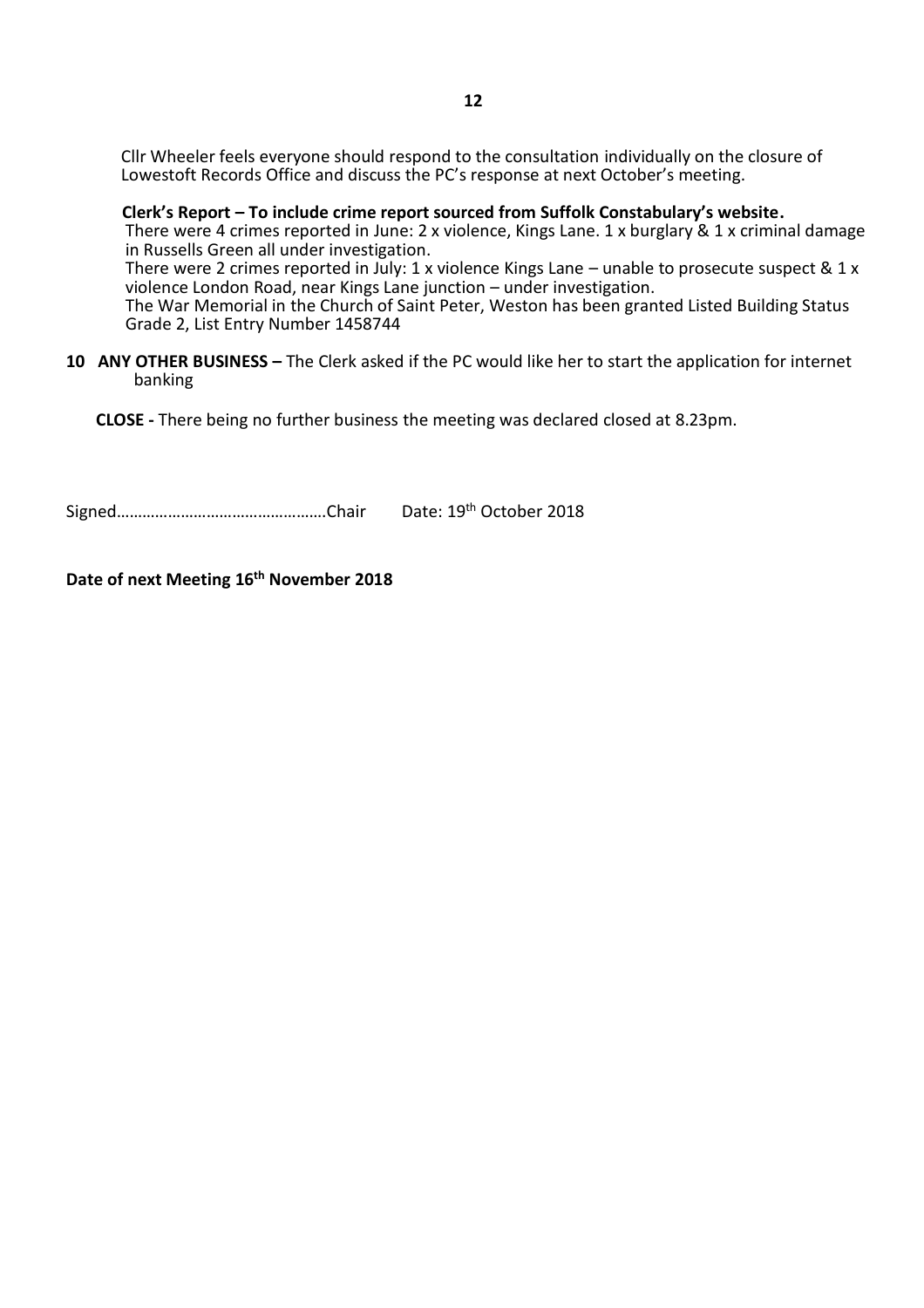Cllr Wheeler feels everyone should respond to the consultation individually on the closure of Lowestoft Records Office and discuss the PC's response at next October's meeting.

**Clerk's Report – To include crime report sourced from Suffolk Constabulary's website.**
There were 4 crimes reported in June: 2 x violence, Kings Lane. 1 x burglary & 1 x criminal damage in Russells Green all under investigation.
There were 2 crimes reported in July: 1 x violence Kings Lane – unable to prosecute suspect & 1 x violence London Road, near Kings Lane junction – under investigation.
The War Memorial in the Church of Saint Peter, Weston has been granted Listed Building Status Grade 2, List Entry Number 1458744

**10 ANY OTHER BUSINESS –** The Clerk asked if the PC would like her to start the application for internet banking

**CLOSE -** There being no further business the meeting was declared closed at 8.23pm.

Signed…………………………………………Chair Date: 19th October 2018

**Date of next Meeting 16th November 2018**